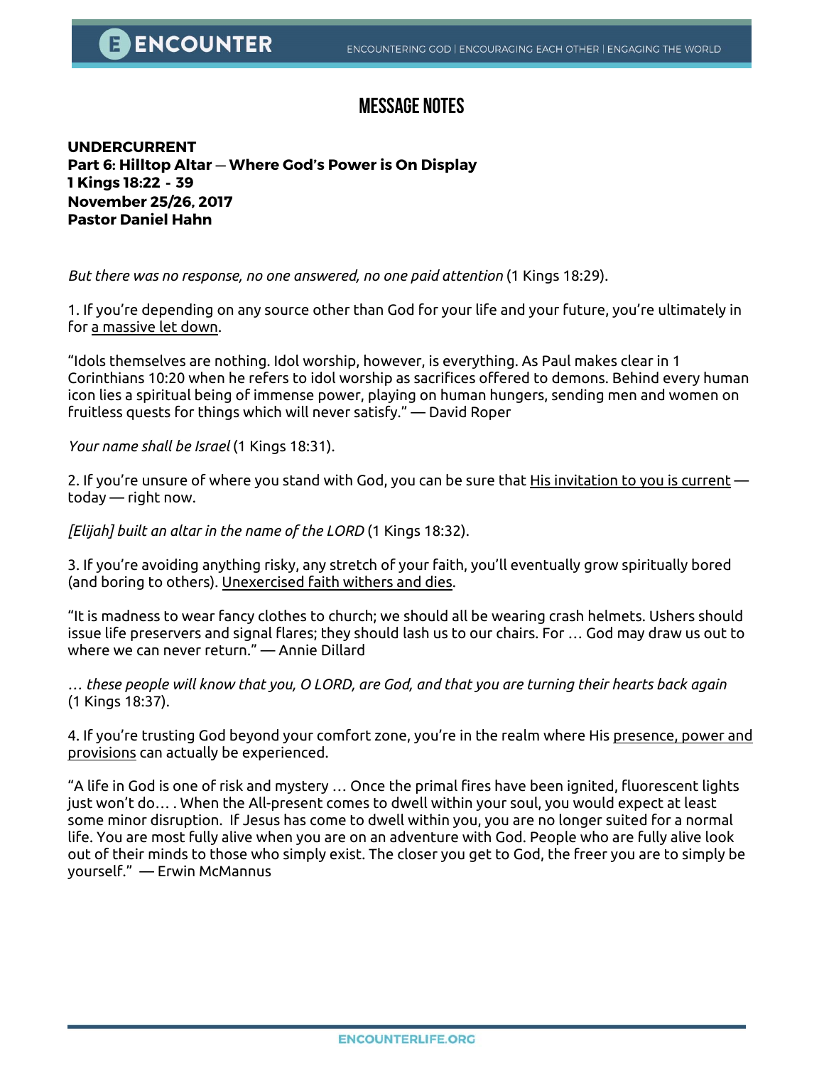# MESSAGE NOTES

**UNDERCURRENT**
**Part 6: Hilltop Altar — Where God's Power is On Display**
**1 Kings 18:22 - 39**
**November 25/26, 2017**
**Pastor Daniel Hahn**

*But there was no response, no one answered, no one paid attention* (1 Kings 18:29).

1. If you're depending on any source other than God for your life and your future, you're ultimately in for <u>a massive let down</u>.

"Idols themselves are nothing. Idol worship, however, is everything. As Paul makes clear in 1 Corinthians 10:20 when he refers to idol worship as sacrifices offered to demons. Behind every human icon lies a spiritual being of immense power, playing on human hungers, sending men and women on fruitless quests for things which will never satisfy." — David Roper

*Your name shall be Israel* (1 Kings 18:31).

2. If you're unsure of where you stand with God, you can be sure that <u>His invitation to you is current</u> — today — right now.

*[Elijah] built an altar in the name of the LORD* (1 Kings 18:32).

3. If you're avoiding anything risky, any stretch of your faith, you'll eventually grow spiritually bored (and boring to others). <u>Unexercised faith withers and dies</u>.

"It is madness to wear fancy clothes to church; we should all be wearing crash helmets. Ushers should issue life preservers and signal flares; they should lash us to our chairs. For … God may draw us out to where we can never return." — Annie Dillard

*… these people will know that you, O LORD, are God, and that you are turning their hearts back again* (1 Kings 18:37).

4. If you're trusting God beyond your comfort zone, you're in the realm where His <u>presence, power and provisions</u> can actually be experienced.

"A life in God is one of risk and mystery … Once the primal fires have been ignited, fluorescent lights just won't do… . When the All-present comes to dwell within your soul, you would expect at least some minor disruption. If Jesus has come to dwell within you, you are no longer suited for a normal life. You are most fully alive when you are on an adventure with God. People who are fully alive look out of their minds to those who simply exist. The closer you get to God, the freer you are to simply be yourself." — Erwin McMannus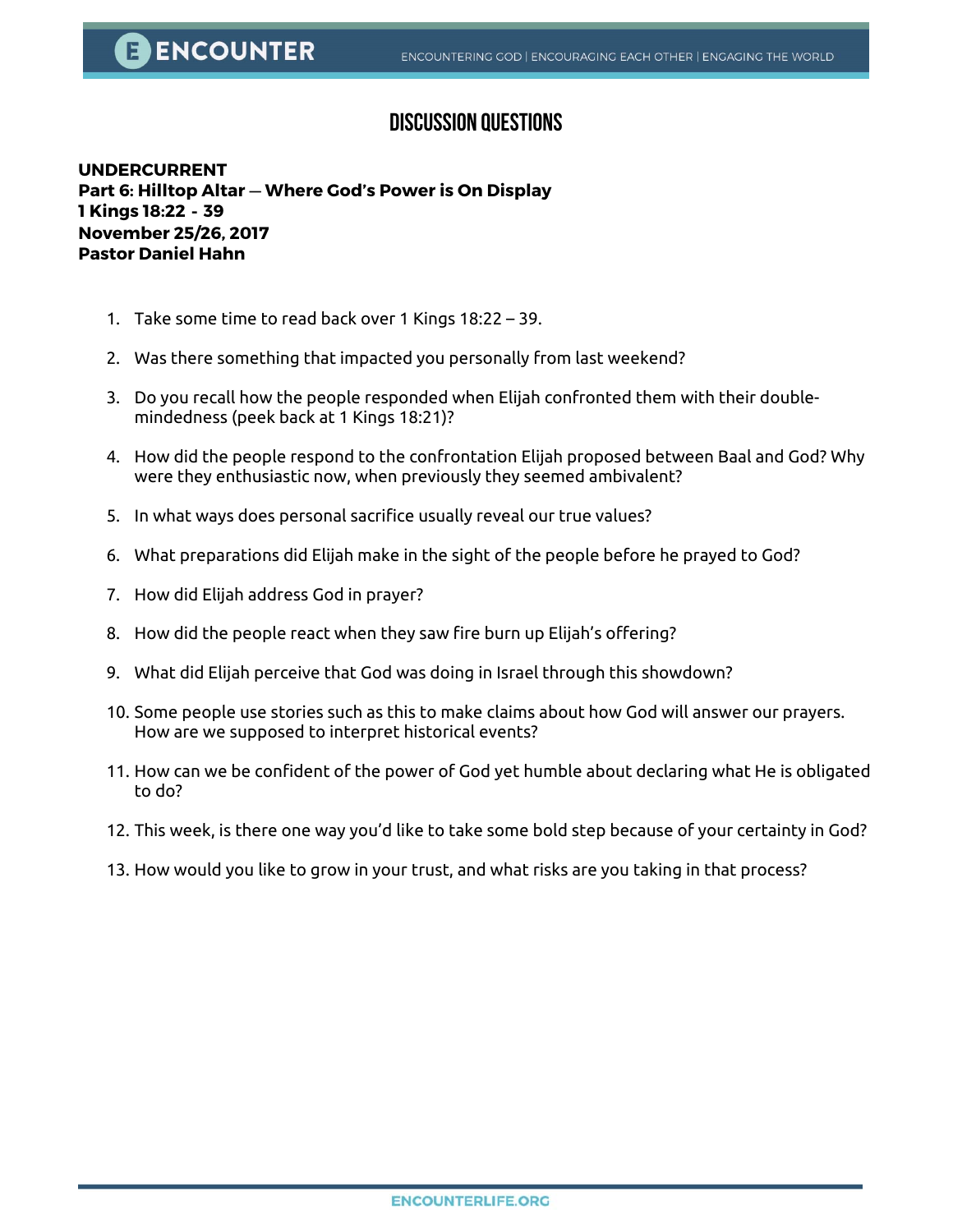## DISCUSSION QUESTIONS

**UNDERCURRENT**
**Part 6: Hilltop Altar — Where God's Power is On Display**
**1 Kings 18:22 - 39**
**November 25/26, 2017**
**Pastor Daniel Hahn**

1. Take some time to read back over 1 Kings 18:22 – 39.
2. Was there something that impacted you personally from last weekend?
3. Do you recall how the people responded when Elijah confronted them with their double-mindedness (peek back at 1 Kings 18:21)?
4. How did the people respond to the confrontation Elijah proposed between Baal and God? Why were they enthusiastic now, when previously they seemed ambivalent?
5. In what ways does personal sacrifice usually reveal our true values?
6. What preparations did Elijah make in the sight of the people before he prayed to God?
7. How did Elijah address God in prayer?
8. How did the people react when they saw fire burn up Elijah's offering?
9. What did Elijah perceive that God was doing in Israel through this showdown?
10. Some people use stories such as this to make claims about how God will answer our prayers. How are we supposed to interpret historical events?
11. How can we be confident of the power of God yet humble about declaring what He is obligated to do?
12. This week, is there one way you'd like to take some bold step because of your certainty in God?
13. How would you like to grow in your trust, and what risks are you taking in that process?